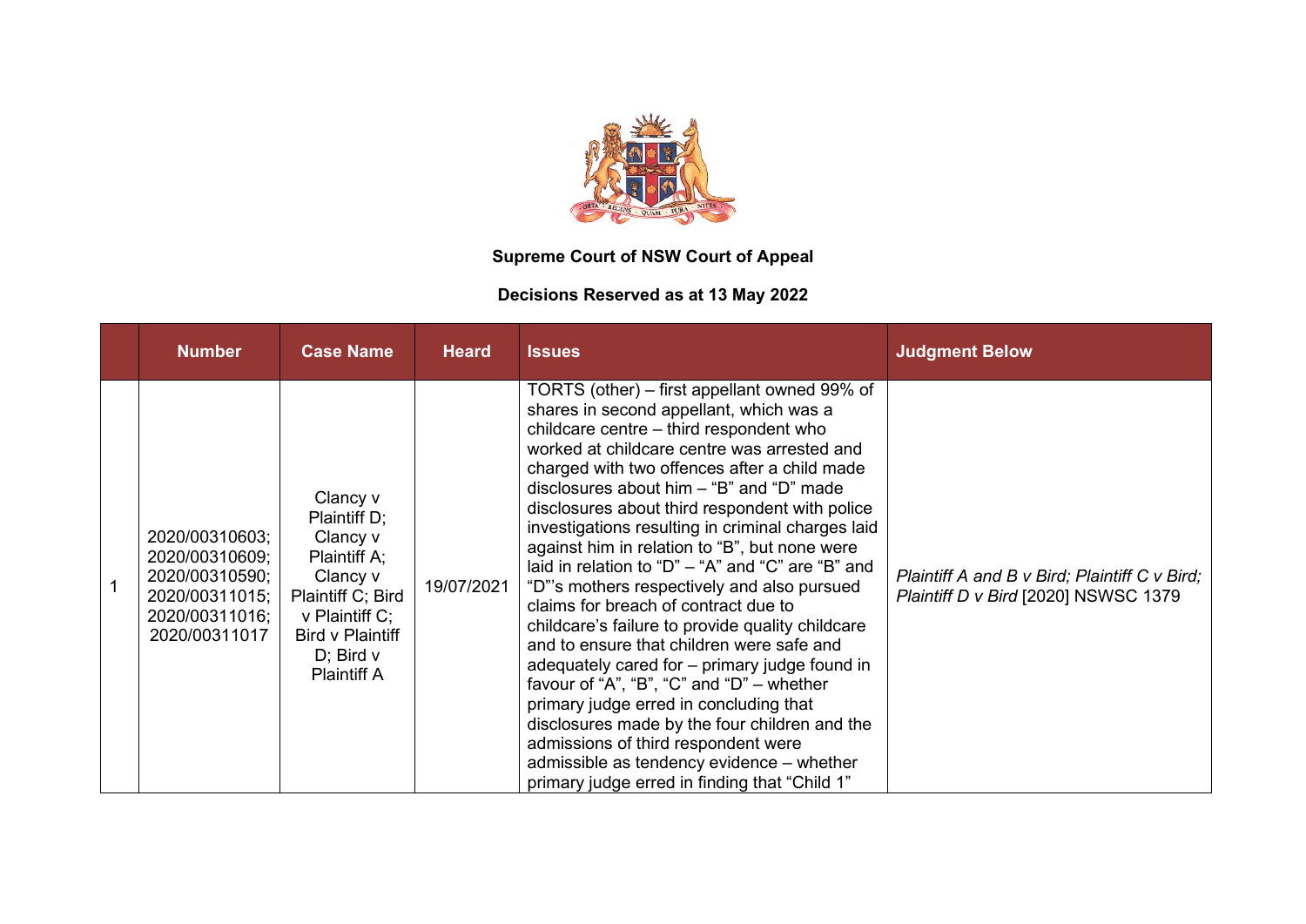**Supreme Court of NSW Court of Appeal**

**Decisions Reserved as at 13 May 2022**

| | Number | Case Name | Heard | Issues | Judgment Below |
|---|---|---|---|---|---|
| 1 | 2020/00310603; 2020/00310609; 2020/00310590; 2020/00311015; 2020/00311016; 2020/00311017 | Clancy v Plaintiff D; Clancy v Plaintiff A; Clancy v Plaintiff C; Bird v Plaintiff C; Bird v Plaintiff D; Bird v Plaintiff A | 19/07/2021 | TORTS (other) – first appellant owned 99% of shares in second appellant, which was a childcare centre – third respondent who worked at childcare centre was arrested and charged with two offences after a child made disclosures about him – "B" and "D" made disclosures about third respondent with police investigations resulting in criminal charges laid against him in relation to "B", but none were laid in relation to "D" – "A" and "C" are "B" and "D"'s mothers respectively and also pursued claims for breach of contract due to childcare's failure to provide quality childcare and to ensure that children were safe and adequately cared for – primary judge found in favour of "A", "B", "C" and "D" – whether primary judge erred in concluding that disclosures made by the four children and the admissions of third respondent were admissible as tendency evidence – whether primary judge erred in finding that "Child 1" | *Plaintiff A and B v Bird; Plaintiff C v Bird; Plaintiff D v Bird* [2020] NSWSC 1379 |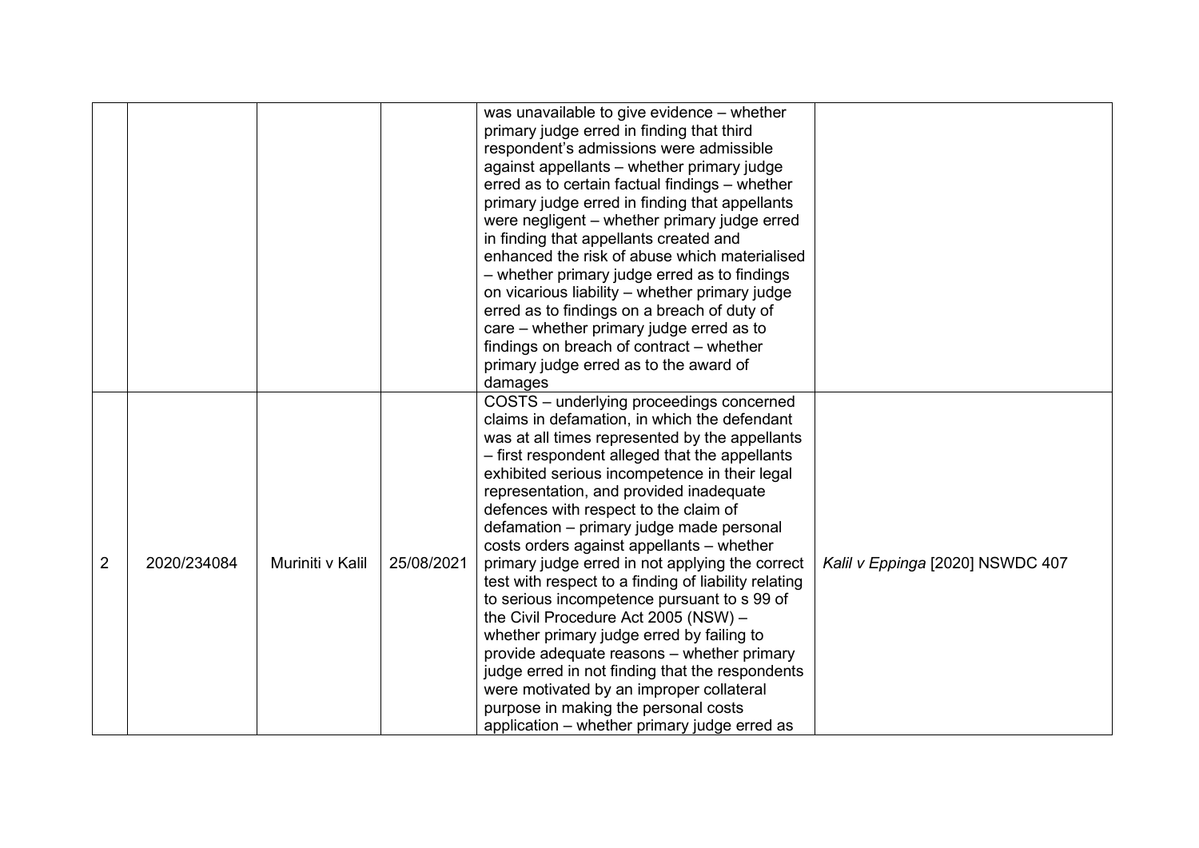| | | | | | |
|---|---|---|---|---|---|
| | | | | was unavailable to give evidence – whether primary judge erred in finding that third respondent's admissions were admissible against appellants – whether primary judge erred as to certain factual findings – whether primary judge erred in finding that appellants were negligent – whether primary judge erred in finding that appellants created and enhanced the risk of abuse which materialised – whether primary judge erred as to findings on vicarious liability – whether primary judge erred as to findings on a breach of duty of care – whether primary judge erred as to findings on breach of contract – whether primary judge erred as to the award of damages | |
| 2 | 2020/234084 | Muriniti v Kalil | 25/08/2021 | COSTS – underlying proceedings concerned claims in defamation, in which the defendant was at all times represented by the appellants – first respondent alleged that the appellants exhibited serious incompetence in their legal representation, and provided inadequate defences with respect to the claim of defamation – primary judge made personal costs orders against appellants – whether primary judge erred in not applying the correct test with respect to a finding of liability relating to serious incompetence pursuant to s 99 of the Civil Procedure Act 2005 (NSW) – whether primary judge erred by failing to provide adequate reasons – whether primary judge erred in not finding that the respondents were motivated by an improper collateral purpose in making the personal costs application – whether primary judge erred as | *Kalil v Eppinga* [2020] NSWDC 407 |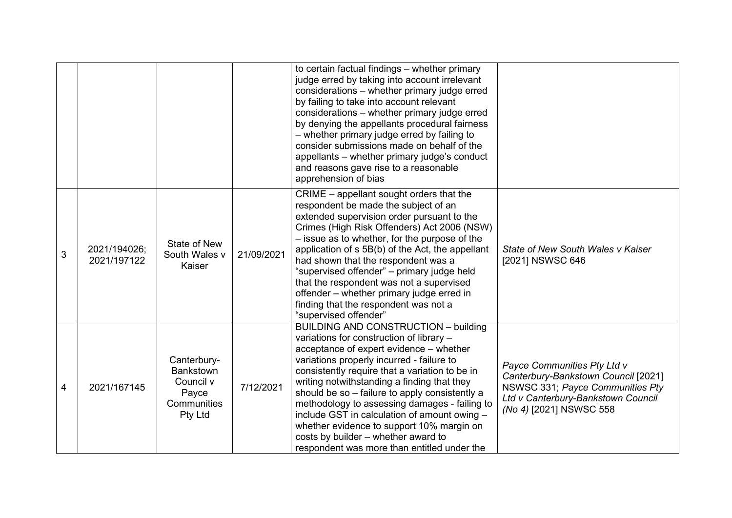| | | | | | |
|---|---|---|---|---|---|
| | | | | to certain factual findings – whether primary judge erred by taking into account irrelevant considerations – whether primary judge erred by failing to take into account relevant considerations – whether primary judge erred by denying the appellants procedural fairness – whether primary judge erred by failing to consider submissions made on behalf of the appellants – whether primary judge's conduct and reasons gave rise to a reasonable apprehension of bias | |
| 3 | 2021/194026; 2021/197122 | State of New South Wales v Kaiser | 21/09/2021 | CRIME – appellant sought orders that the respondent be made the subject of an extended supervision order pursuant to the Crimes (High Risk Offenders) Act 2006 (NSW) – issue as to whether, for the purpose of the application of s 5B(b) of the Act, the appellant had shown that the respondent was a "supervised offender" – primary judge held that the respondent was not a supervised offender – whether primary judge erred in finding that the respondent was not a "supervised offender" | *State of New South Wales v Kaiser* [2021] NSWSC 646 |
| 4 | 2021/167145 | Canterbury-Bankstown Council v Payce Communities Pty Ltd | 7/12/2021 | BUILDING AND CONSTRUCTION – building variations for construction of library – acceptance of expert evidence – whether variations properly incurred - failure to consistently require that a variation to be in writing notwithstanding a finding that they should be so – failure to apply consistently a methodology to assessing damages - failing to include GST in calculation of amount owing – whether evidence to support 10% margin on costs by builder – whether award to respondent was more than entitled under the | *Payce Communities Pty Ltd v Canterbury-Bankstown Council* [2021] NSWSC 331; *Payce Communities Pty Ltd v Canterbury-Bankstown Council (No 4)* [2021] NSWSC 558 |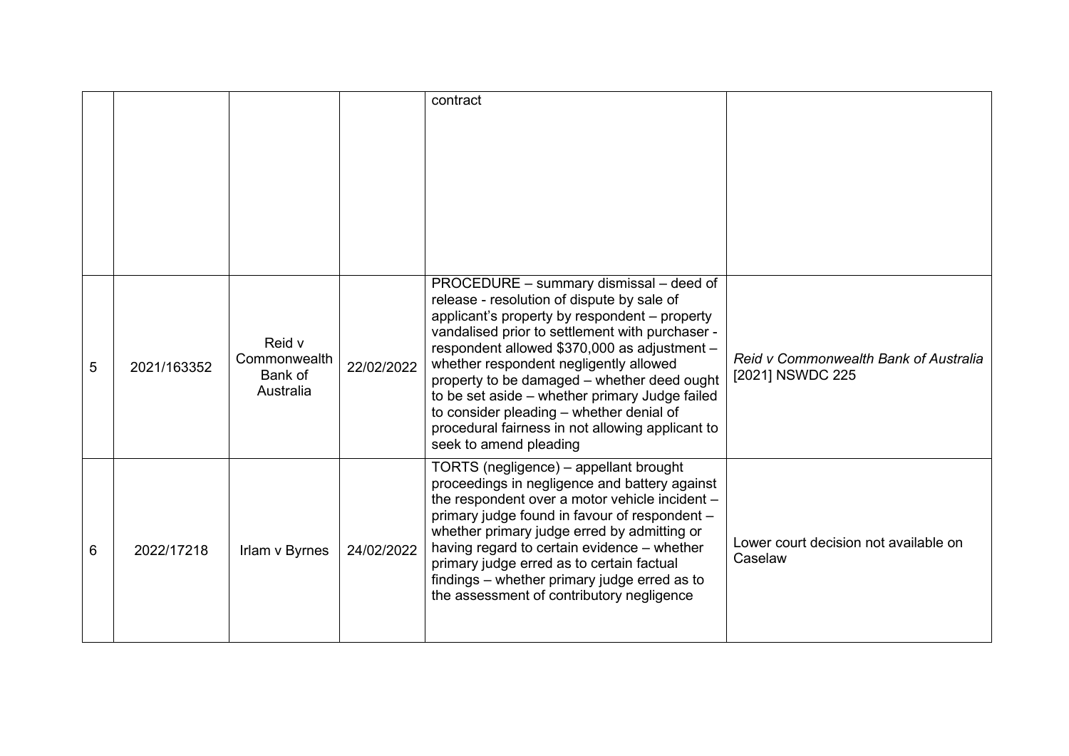| | | | | | |
|---|---|---|---|---|---|
| | | | | contract | |
| 5 | 2021/163352 | Reid v Commonwealth Bank of Australia | 22/02/2022 | PROCEDURE – summary dismissal – deed of release - resolution of dispute by sale of applicant's property by respondent – property vandalised prior to settlement with purchaser - respondent allowed $370,000 as adjustment – whether respondent negligently allowed property to be damaged – whether deed ought to be set aside – whether primary Judge failed to consider pleading – whether denial of procedural fairness in not allowing applicant to seek to amend pleading | *Reid v Commonwealth Bank of Australia* [2021] NSWDC 225 |
| 6 | 2022/17218 | Irlam v Byrnes | 24/02/2022 | TORTS (negligence) – appellant brought proceedings in negligence and battery against the respondent over a motor vehicle incident – primary judge found in favour of respondent – whether primary judge erred by admitting or having regard to certain evidence – whether primary judge erred as to certain factual findings – whether primary judge erred as to the assessment of contributory negligence | Lower court decision not available on Caselaw |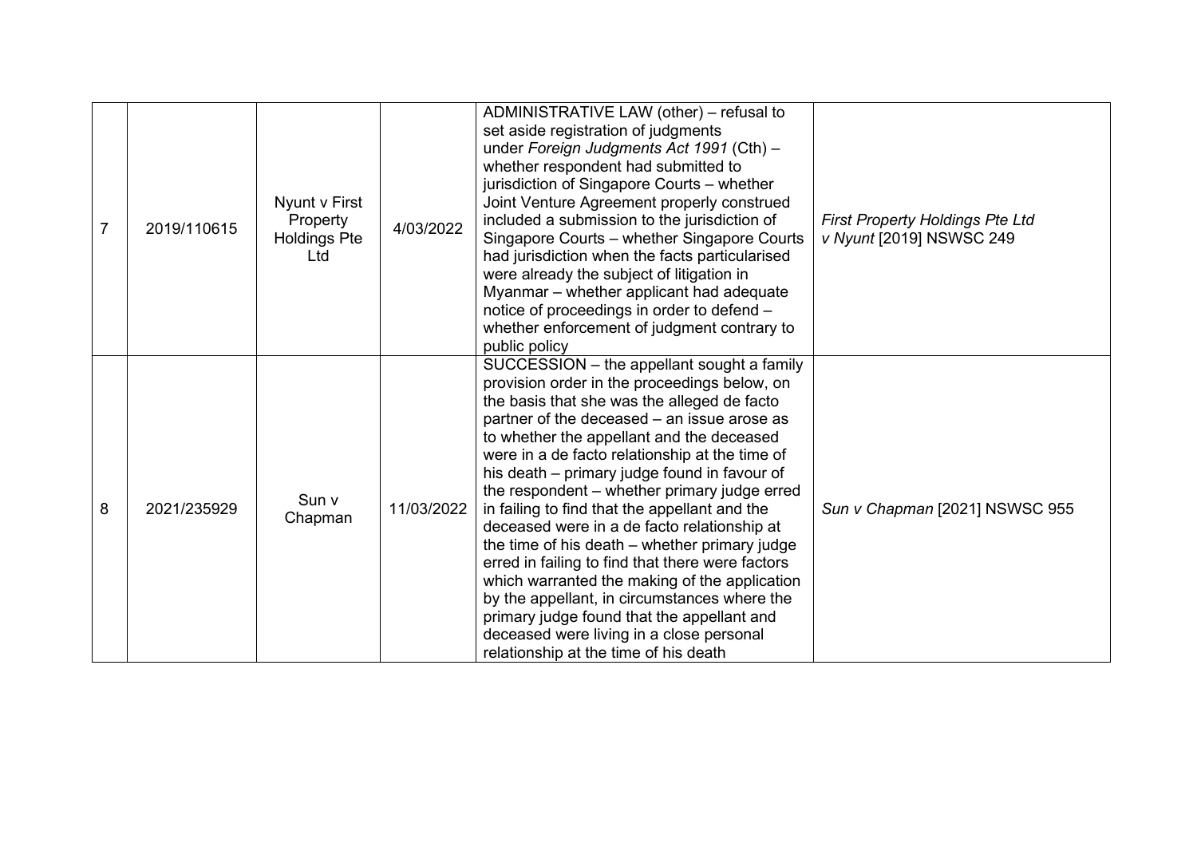| | | | | | |
|---|---|---|---|---|---|
| 7 | 2019/110615 | Nyunt v First Property Holdings Pte Ltd | 4/03/2022 | ADMINISTRATIVE LAW (other) – refusal to set aside registration of judgments under *Foreign Judgments Act 1991* (Cth) – whether respondent had submitted to jurisdiction of Singapore Courts – whether Joint Venture Agreement properly construed included a submission to the jurisdiction of Singapore Courts – whether Singapore Courts had jurisdiction when the facts particularised were already the subject of litigation in Myanmar – whether applicant had adequate notice of proceedings in order to defend – whether enforcement of judgment contrary to public policy | *First Property Holdings Pte Ltd v Nyunt* [2019] NSWSC 249 |
| 8 | 2021/235929 | Sun v Chapman | 11/03/2022 | SUCCESSION – the appellant sought a family provision order in the proceedings below, on the basis that she was the alleged de facto partner of the deceased – an issue arose as to whether the appellant and the deceased were in a de facto relationship at the time of his death – primary judge found in favour of the respondent – whether primary judge erred in failing to find that the appellant and the deceased were in a de facto relationship at the time of his death – whether primary judge erred in failing to find that there were factors which warranted the making of the application by the appellant, in circumstances where the primary judge found that the appellant and deceased were living in a close personal relationship at the time of his death | *Sun v Chapman* [2021] NSWSC 955 |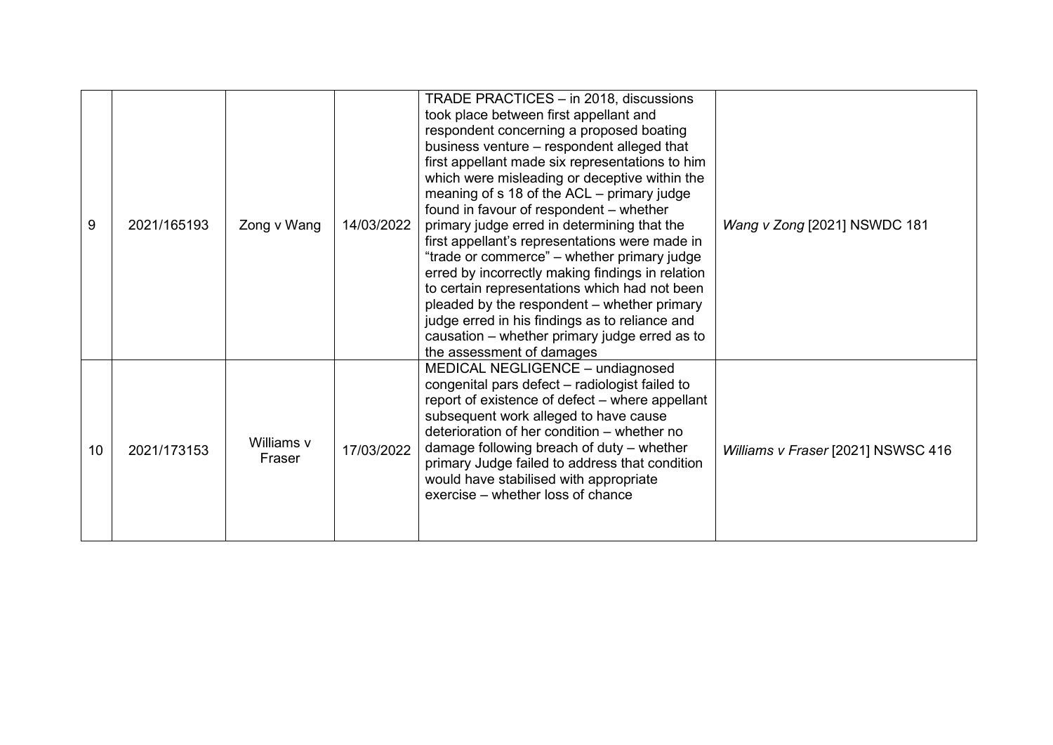| 9 | 2021/165193 | Zong v Wang | 14/03/2022 | TRADE PRACTICES – in 2018, discussions took place between first appellant and respondent concerning a proposed boating business venture – respondent alleged that first appellant made six representations to him which were misleading or deceptive within the meaning of s 18 of the ACL – primary judge found in favour of respondent – whether primary judge erred in determining that the first appellant's representations were made in "trade or commerce" – whether primary judge erred by incorrectly making findings in relation to certain representations which had not been pleaded by the respondent – whether primary judge erred in his findings as to reliance and causation – whether primary judge erred as to the assessment of damages | *Wang v Zong* [2021] NSWDC 181 |
|---|---|---|---|---|---|
| 10 | 2021/173153 | Williams v Fraser | 17/03/2022 | MEDICAL NEGLIGENCE – undiagnosed congenital pars defect – radiologist failed to report of existence of defect – where appellant subsequent work alleged to have cause deterioration of her condition – whether no damage following breach of duty – whether primary Judge failed to address that condition would have stabilised with appropriate exercise – whether loss of chance | *Williams v Fraser* [2021] NSWSC 416 |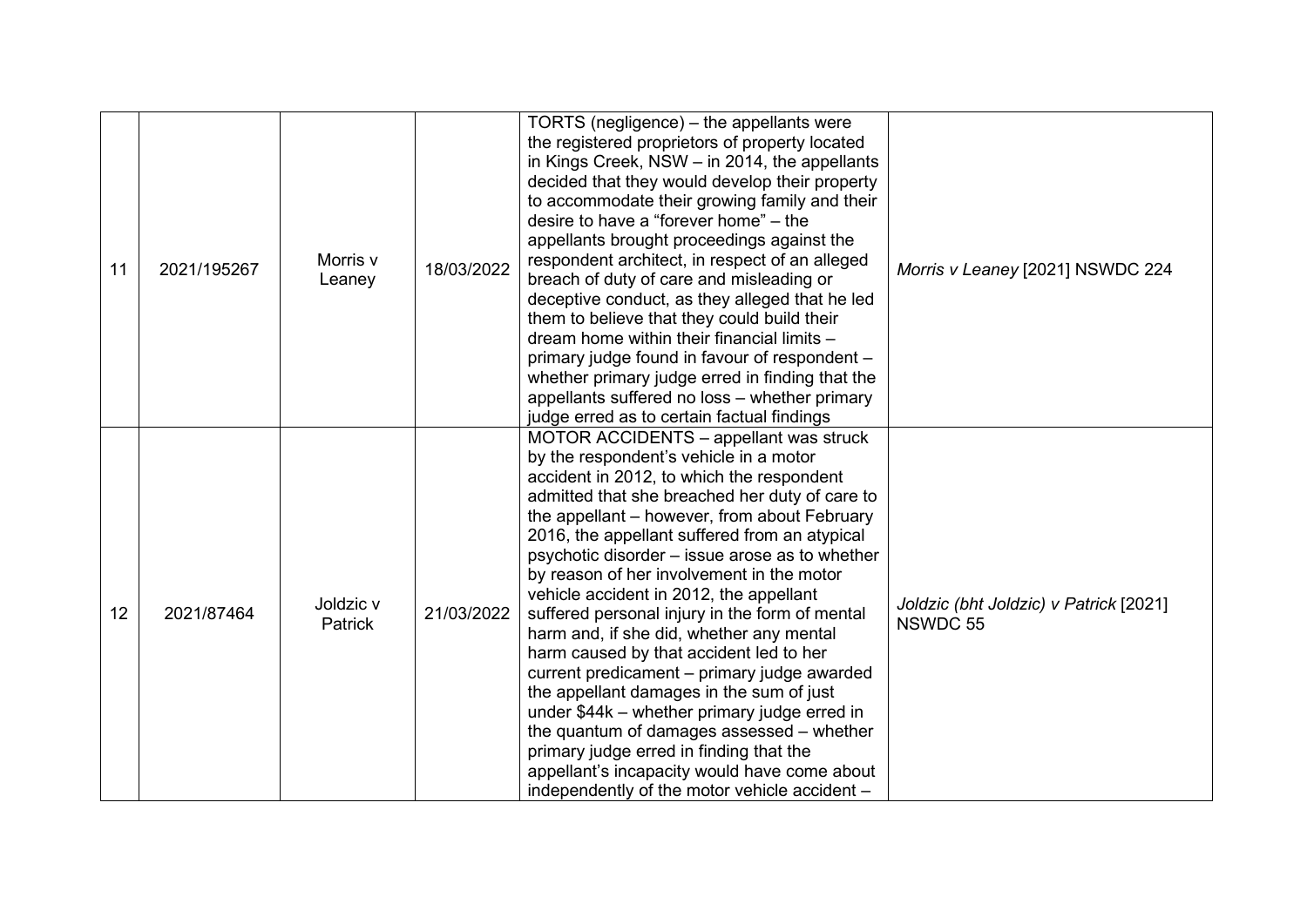| | | | | | |
|---|---|---|---|---|---|
| 11 | 2021/195267 | Morris v Leaney | 18/03/2022 | TORTS (negligence) – the appellants were the registered proprietors of property located in Kings Creek, NSW – in 2014, the appellants decided that they would develop their property to accommodate their growing family and their desire to have a "forever home" – the appellants brought proceedings against the respondent architect, in respect of an alleged breach of duty of care and misleading or deceptive conduct, as they alleged that he led them to believe that they could build their dream home within their financial limits – primary judge found in favour of respondent – whether primary judge erred in finding that the appellants suffered no loss – whether primary judge erred as to certain factual findings | *Morris v Leaney* [2021] NSWDC 224 |
| 12 | 2021/87464 | Joldzic v Patrick | 21/03/2022 | MOTOR ACCIDENTS – appellant was struck by the respondent's vehicle in a motor accident in 2012, to which the respondent admitted that she breached her duty of care to the appellant – however, from about February 2016, the appellant suffered from an atypical psychotic disorder – issue arose as to whether by reason of her involvement in the motor vehicle accident in 2012, the appellant suffered personal injury in the form of mental harm and, if she did, whether any mental harm caused by that accident led to her current predicament – primary judge awarded the appellant damages in the sum of just under $44k – whether primary judge erred in the quantum of damages assessed – whether primary judge erred in finding that the appellant's incapacity would have come about independently of the motor vehicle accident – | *Joldzic (bht Joldzic) v Patrick* [2021] NSWDC 55 |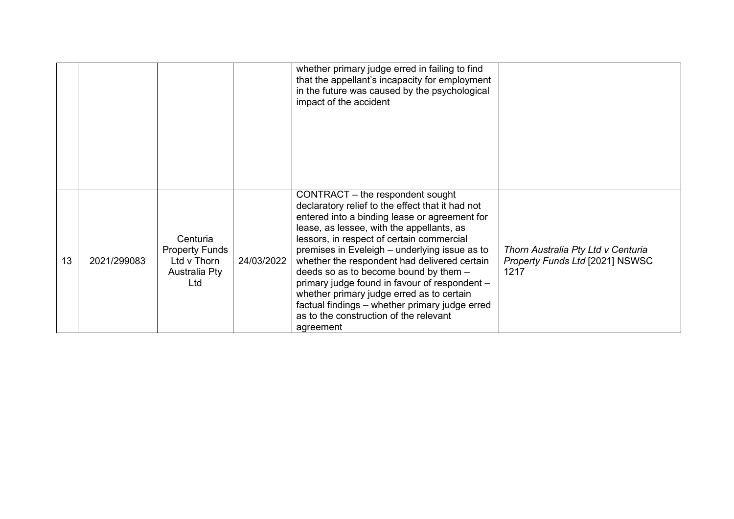|  |  |  |  |  |  |
|---|---|---|---|---|---|
|  |  |  |  | whether primary judge erred in failing to find that the appellant's incapacity for employment in the future was caused by the psychological impact of the accident |  |
| 13 | 2021/299083 | Centuria Property Funds Ltd v Thorn Australia Pty Ltd | 24/03/2022 | CONTRACT – the respondent sought declaratory relief to the effect that it had not entered into a binding lease or agreement for lease, as lessee, with the appellants, as lessors, in respect of certain commercial premises in Eveleigh – underlying issue as to whether the respondent had delivered certain deeds so as to become bound by them – primary judge found in favour of respondent – whether primary judge erred as to certain factual findings – whether primary judge erred as to the construction of the relevant agreement | *Thorn Australia Pty Ltd v Centuria Property Funds Ltd* [2021] NSWSC 1217 |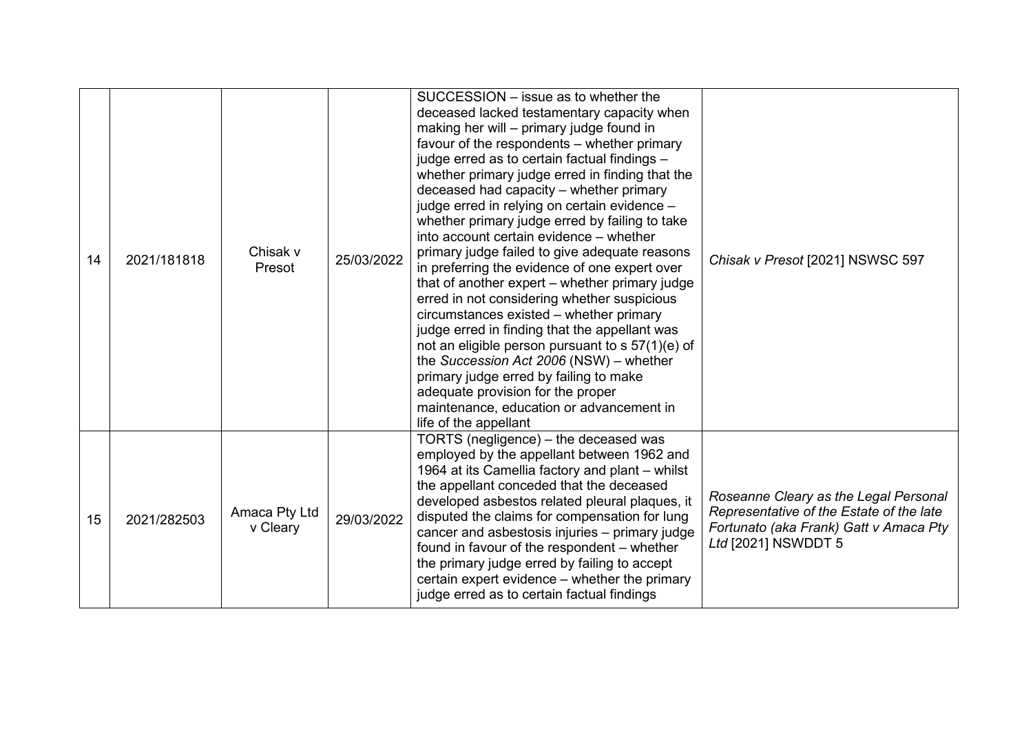| 14 | 2021/181818 | Chisak v Presot | 25/03/2022 | SUCCESSION – issue as to whether the deceased lacked testamentary capacity when making her will – primary judge found in favour of the respondents – whether primary judge erred as to certain factual findings – whether primary judge erred in finding that the deceased had capacity – whether primary judge erred in relying on certain evidence – whether primary judge erred by failing to take into account certain evidence – whether primary judge failed to give adequate reasons in preferring the evidence of one expert over that of another expert – whether primary judge erred in not considering whether suspicious circumstances existed – whether primary judge erred in finding that the appellant was not an eligible person pursuant to s 57(1)(e) of the *Succession Act 2006* (NSW) – whether primary judge erred by failing to make adequate provision for the proper maintenance, education or advancement in life of the appellant | *Chisak v Presot* [2021] NSWSC 597 |
|---|---|---|---|---|---|
| 15 | 2021/282503 | Amaca Pty Ltd v Cleary | 29/03/2022 | TORTS (negligence) – the deceased was employed by the appellant between 1962 and 1964 at its Camellia factory and plant – whilst the appellant conceded that the deceased developed asbestos related pleural plaques, it disputed the claims for compensation for lung cancer and asbestosis injuries – primary judge found in favour of the respondent – whether the primary judge erred by failing to accept certain expert evidence – whether the primary judge erred as to certain factual findings | *Roseanne Cleary as the Legal Personal Representative of the Estate of the late Fortunato (aka Frank) Gatt v Amaca Pty Ltd* [2021] NSWDDT 5 |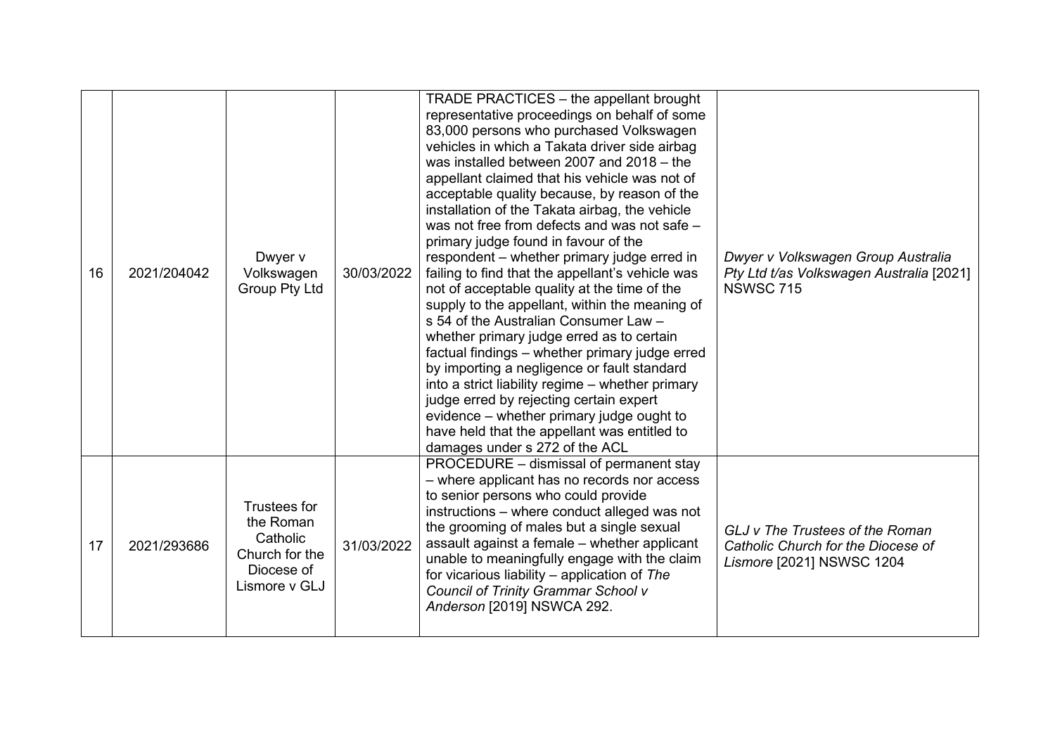| 16 | 2021/204042 | Dwyer v Volkswagen Group Pty Ltd | 30/03/2022 | TRADE PRACTICES – the appellant brought representative proceedings on behalf of some 83,000 persons who purchased Volkswagen vehicles in which a Takata driver side airbag was installed between 2007 and 2018 – the appellant claimed that his vehicle was not of acceptable quality because, by reason of the installation of the Takata airbag, the vehicle was not free from defects and was not safe – primary judge found in favour of the respondent – whether primary judge erred in failing to find that the appellant's vehicle was not of acceptable quality at the time of the supply to the appellant, within the meaning of s 54 of the Australian Consumer Law – whether primary judge erred as to certain factual findings – whether primary judge erred by importing a negligence or fault standard into a strict liability regime – whether primary judge erred by rejecting certain expert evidence – whether primary judge ought to have held that the appellant was entitled to damages under s 272 of the ACL | *Dwyer v Volkswagen Group Australia Pty Ltd t/as Volkswagen Australia* [2021] NSWSC 715 |
|---|---|---|---|---|---|
| 17 | 2021/293686 | Trustees for the Roman Catholic Church for the Diocese of Lismore v GLJ | 31/03/2022 | PROCEDURE – dismissal of permanent stay – where applicant has no records nor access to senior persons who could provide instructions – where conduct alleged was not the grooming of males but a single sexual assault against a female – whether applicant unable to meaningfully engage with the claim for vicarious liability – application of *The Council of Trinity Grammar School v Anderson* [2019] NSWCA 292. | *GLJ v The Trustees of the Roman Catholic Church for the Diocese of Lismore* [2021] NSWSC 1204 |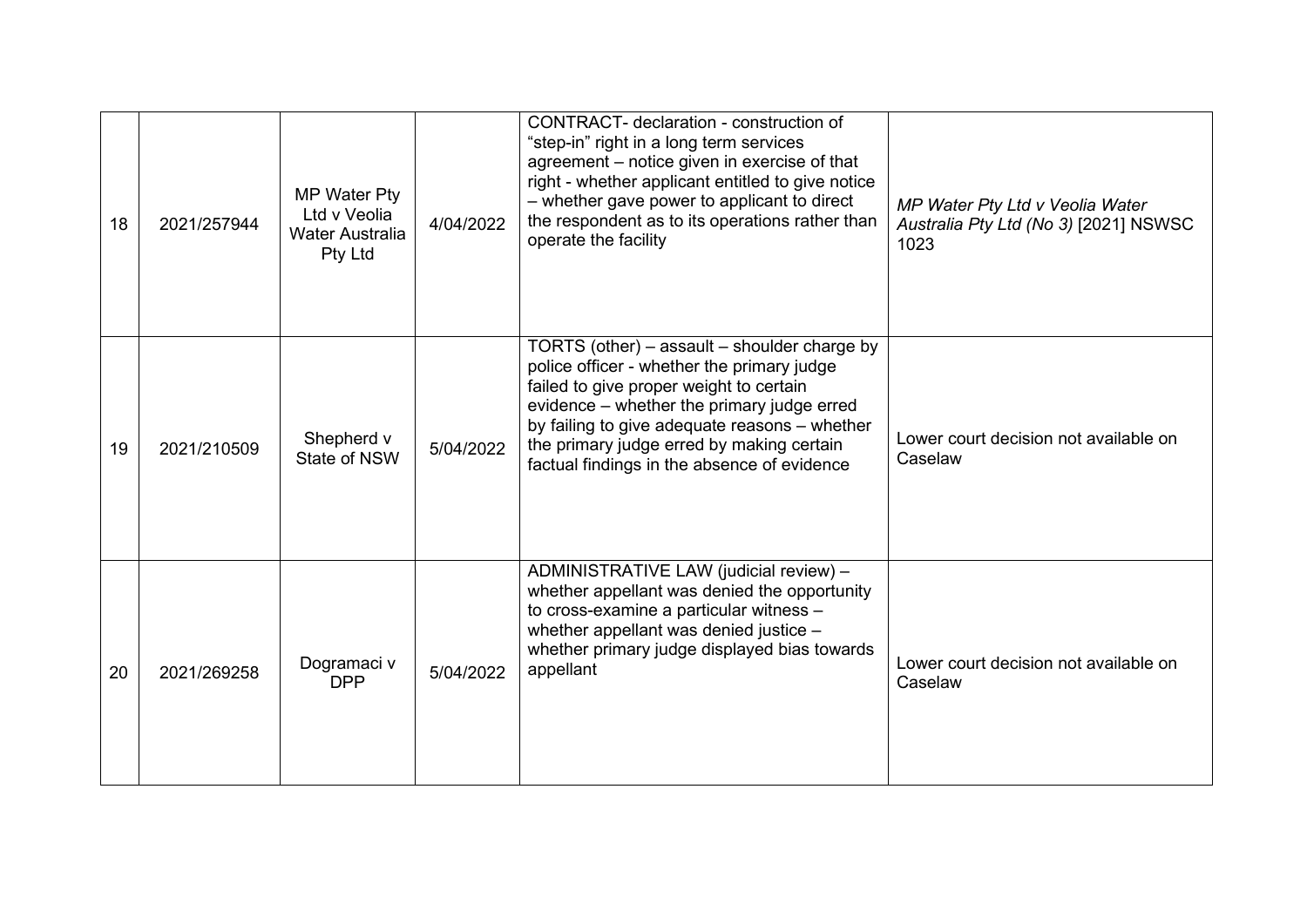| | | | | | |
|---|---|---|---|---|---|
| 18 | 2021/257944 | MP Water Pty Ltd v Veolia Water Australia Pty Ltd | 4/04/2022 | CONTRACT- declaration - construction of "step-in" right in a long term services agreement – notice given in exercise of that right - whether applicant entitled to give notice – whether gave power to applicant to direct the respondent as to its operations rather than operate the facility | *MP Water Pty Ltd v Veolia Water Australia Pty Ltd (No 3)* [2021] NSWSC 1023 |
| 19 | 2021/210509 | Shepherd v State of NSW | 5/04/2022 | TORTS (other) – assault – shoulder charge by police officer - whether the primary judge failed to give proper weight to certain evidence – whether the primary judge erred by failing to give adequate reasons – whether the primary judge erred by making certain factual findings in the absence of evidence | Lower court decision not available on Caselaw |
| 20 | 2021/269258 | Dogramaci v DPP | 5/04/2022 | ADMINISTRATIVE LAW (judicial review) – whether appellant was denied the opportunity to cross-examine a particular witness – whether appellant was denied justice – whether primary judge displayed bias towards appellant | Lower court decision not available on Caselaw |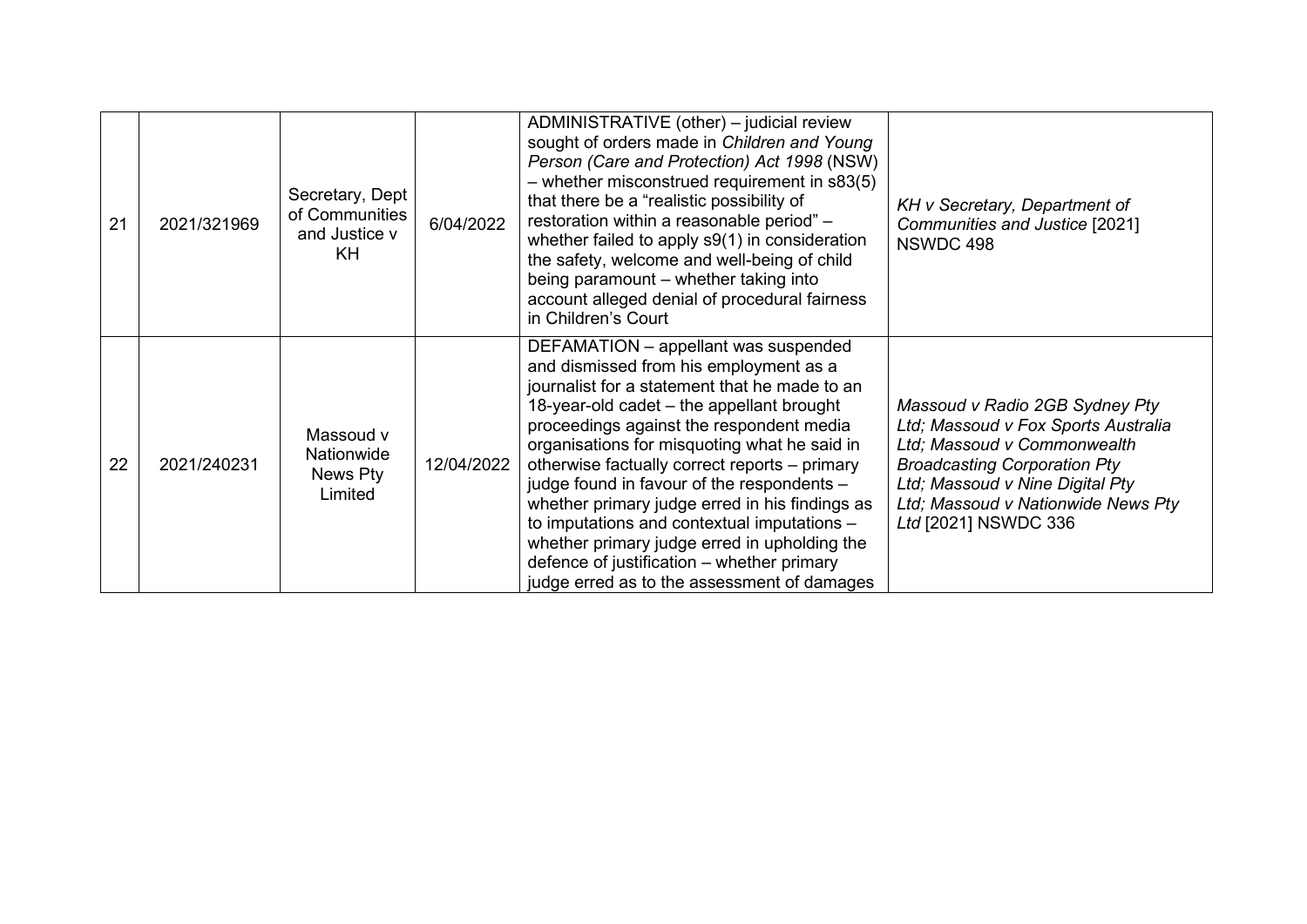| 21 | 2021/321969 | Secretary, Dept of Communities and Justice v KH | 6/04/2022 | ADMINISTRATIVE (other) – judicial review sought of orders made in *Children and Young Person (Care and Protection) Act 1998* (NSW) – whether misconstrued requirement in s83(5) that there be a "realistic possibility of restoration within a reasonable period" – whether failed to apply s9(1) in consideration the safety, welcome and well-being of child being paramount – whether taking into account alleged denial of procedural fairness in Children's Court | *KH v Secretary, Department of Communities and Justice* [2021] NSWDC 498 |
|---|---|---|---|---|---|
| 22 | 2021/240231 | Massoud v Nationwide News Pty Limited | 12/04/2022 | DEFAMATION – appellant was suspended and dismissed from his employment as a journalist for a statement that he made to an 18-year-old cadet – the appellant brought proceedings against the respondent media organisations for misquoting what he said in otherwise factually correct reports – primary judge found in favour of the respondents – whether primary judge erred in his findings as to imputations and contextual imputations – whether primary judge erred in upholding the defence of justification – whether primary judge erred as to the assessment of damages | *Massoud v Radio 2GB Sydney Pty Ltd; Massoud v Fox Sports Australia Ltd; Massoud v Commonwealth Broadcasting Corporation Pty Ltd; Massoud v Nine Digital Pty Ltd; Massoud v Nationwide News Pty Ltd* [2021] NSWDC 336 |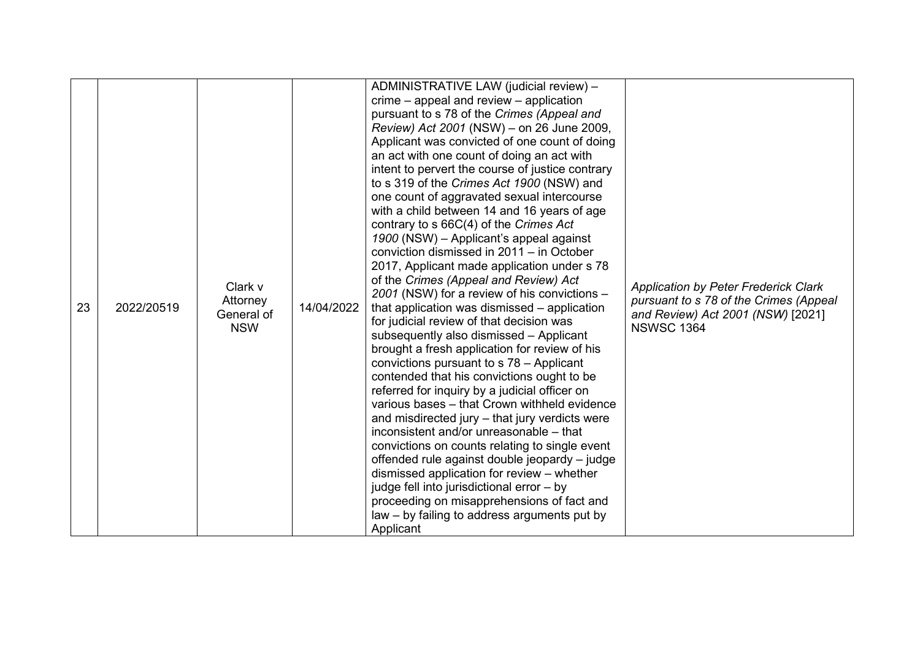| | | | | | |
|---|---|---|---|---|---|
| 23 | 2022/20519 | Clark v Attorney General of NSW | 14/04/2022 | ADMINISTRATIVE LAW (judicial review) – crime – appeal and review – application pursuant to s 78 of the *Crimes (Appeal and Review) Act 2001* (NSW) – on 26 June 2009, Applicant was convicted of one count of doing an act with one count of doing an act with intent to pervert the course of justice contrary to s 319 of the *Crimes Act 1900* (NSW) and one count of aggravated sexual intercourse with a child between 14 and 16 years of age contrary to s 66C(4) of the *Crimes Act 1900* (NSW) – Applicant's appeal against conviction dismissed in 2011 – in October 2017, Applicant made application under s 78 of the *Crimes (Appeal and Review) Act 2001* (NSW) for a review of his convictions – that application was dismissed – application for judicial review of that decision was subsequently also dismissed – Applicant brought a fresh application for review of his convictions pursuant to s 78 – Applicant contended that his convictions ought to be referred for inquiry by a judicial officer on various bases – that Crown withheld evidence and misdirected jury – that jury verdicts were inconsistent and/or unreasonable – that convictions on counts relating to single event offended rule against double jeopardy – judge dismissed application for review – whether judge fell into jurisdictional error – by proceeding on misapprehensions of fact and law – by failing to address arguments put by Applicant | *Application by Peter Frederick Clark pursuant to s 78 of the Crimes (Appeal and Review) Act 2001 (NSW)* [2021] NSWSC 1364 |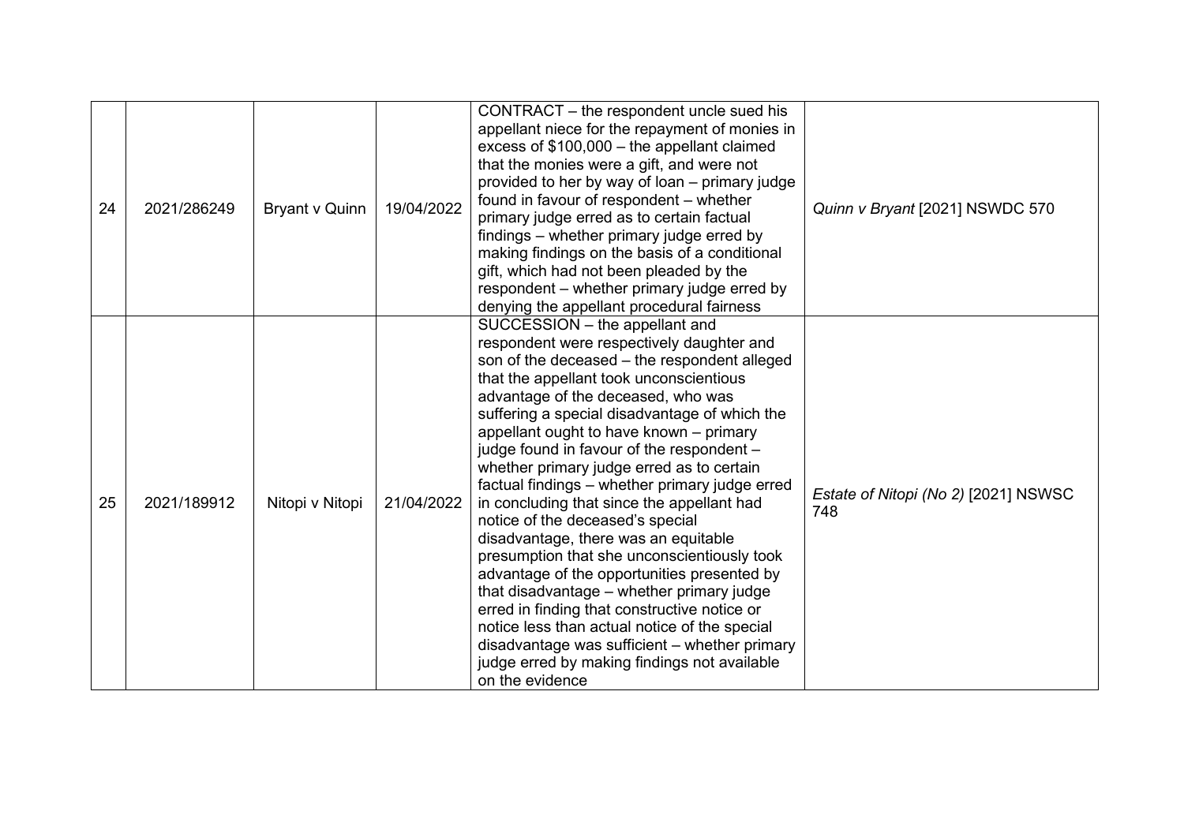| 24 | 2021/286249 | Bryant v Quinn | 19/04/2022 | CONTRACT – the respondent uncle sued his appellant niece for the repayment of monies in excess of $100,000 – the appellant claimed that the monies were a gift, and were not provided to her by way of loan – primary judge found in favour of respondent – whether primary judge erred as to certain factual findings – whether primary judge erred by making findings on the basis of a conditional gift, which had not been pleaded by the respondent – whether primary judge erred by denying the appellant procedural fairness | *Quinn v Bryant* [2021] NSWDC 570 |
|---|---|---|---|---|---|
| 25 | 2021/189912 | Nitopi v Nitopi | 21/04/2022 | SUCCESSION – the appellant and respondent were respectively daughter and son of the deceased – the respondent alleged that the appellant took unconscientious advantage of the deceased, who was suffering a special disadvantage of which the appellant ought to have known – primary judge found in favour of the respondent – whether primary judge erred as to certain factual findings – whether primary judge erred in concluding that since the appellant had notice of the deceased's special disadvantage, there was an equitable presumption that she unconscientiously took advantage of the opportunities presented by that disadvantage – whether primary judge erred in finding that constructive notice or notice less than actual notice of the special disadvantage was sufficient – whether primary judge erred by making findings not available on the evidence | *Estate of Nitopi (No 2)* [2021] NSWSC 748 |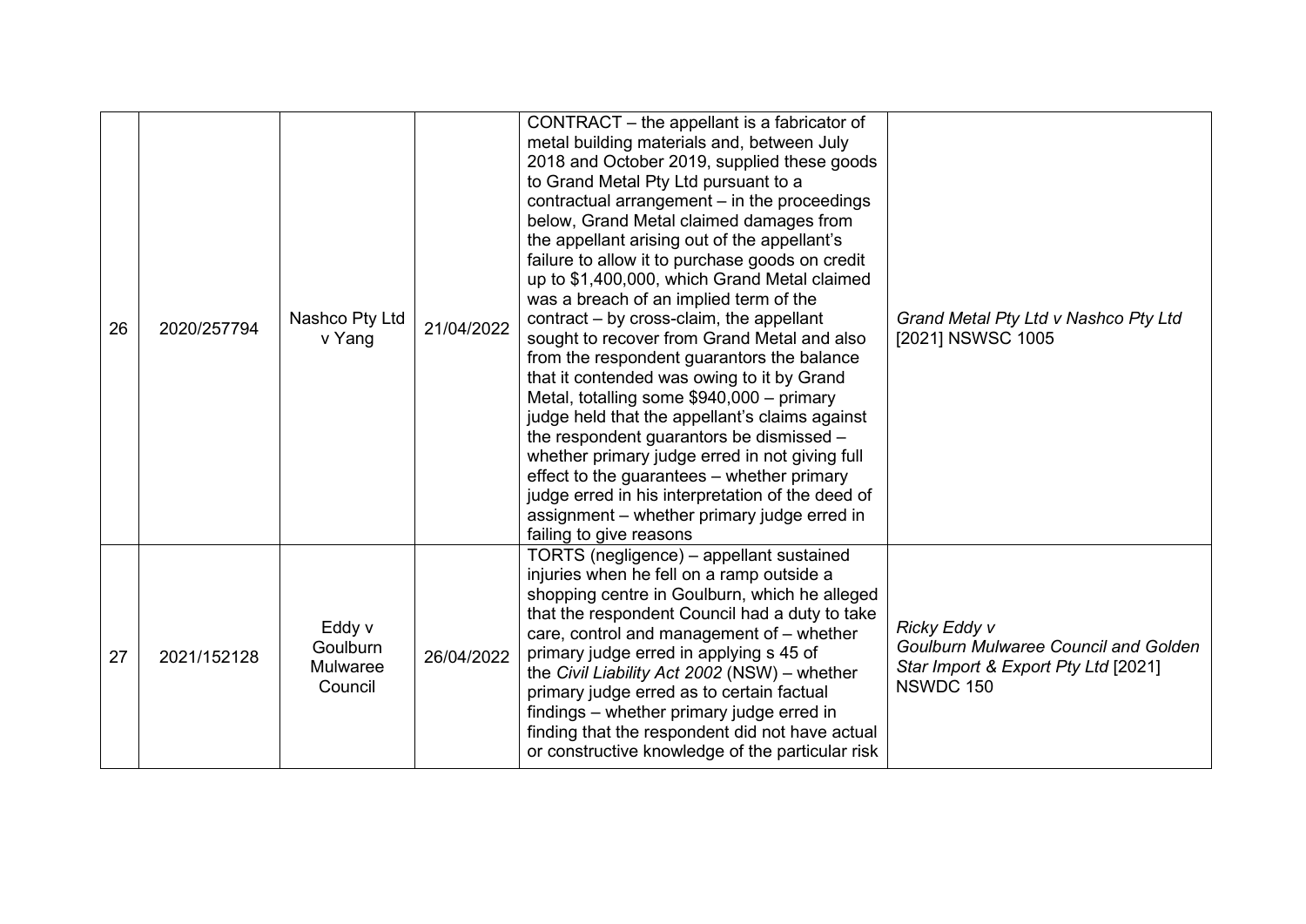| 26 | 2020/257794 | Nashco Pty Ltd v Yang | 21/04/2022 | CONTRACT – the appellant is a fabricator of metal building materials and, between July 2018 and October 2019, supplied these goods to Grand Metal Pty Ltd pursuant to a contractual arrangement – in the proceedings below, Grand Metal claimed damages from the appellant arising out of the appellant's failure to allow it to purchase goods on credit up to $1,400,000, which Grand Metal claimed was a breach of an implied term of the contract – by cross-claim, the appellant sought to recover from Grand Metal and also from the respondent guarantors the balance that it contended was owing to it by Grand Metal, totalling some $940,000 – primary judge held that the appellant's claims against the respondent guarantors be dismissed – whether primary judge erred in not giving full effect to the guarantees – whether primary judge erred in his interpretation of the deed of assignment – whether primary judge erred in failing to give reasons | *Grand Metal Pty Ltd v Nashco Pty Ltd* [2021] NSWSC 1005 |
|---|---|---|---|---|---|
| 27 | 2021/152128 | Eddy v Goulburn Mulwaree Council | 26/04/2022 | TORTS (negligence) – appellant sustained injuries when he fell on a ramp outside a shopping centre in Goulburn, which he alleged that the respondent Council had a duty to take care, control and management of – whether primary judge erred in applying s 45 of the *Civil Liability Act 2002* (NSW) – whether primary judge erred as to certain factual findings – whether primary judge erred in finding that the respondent did not have actual or constructive knowledge of the particular risk | *Ricky Eddy v Goulburn Mulwaree Council and Golden Star Import & Export Pty Ltd* [2021] NSWDC 150 |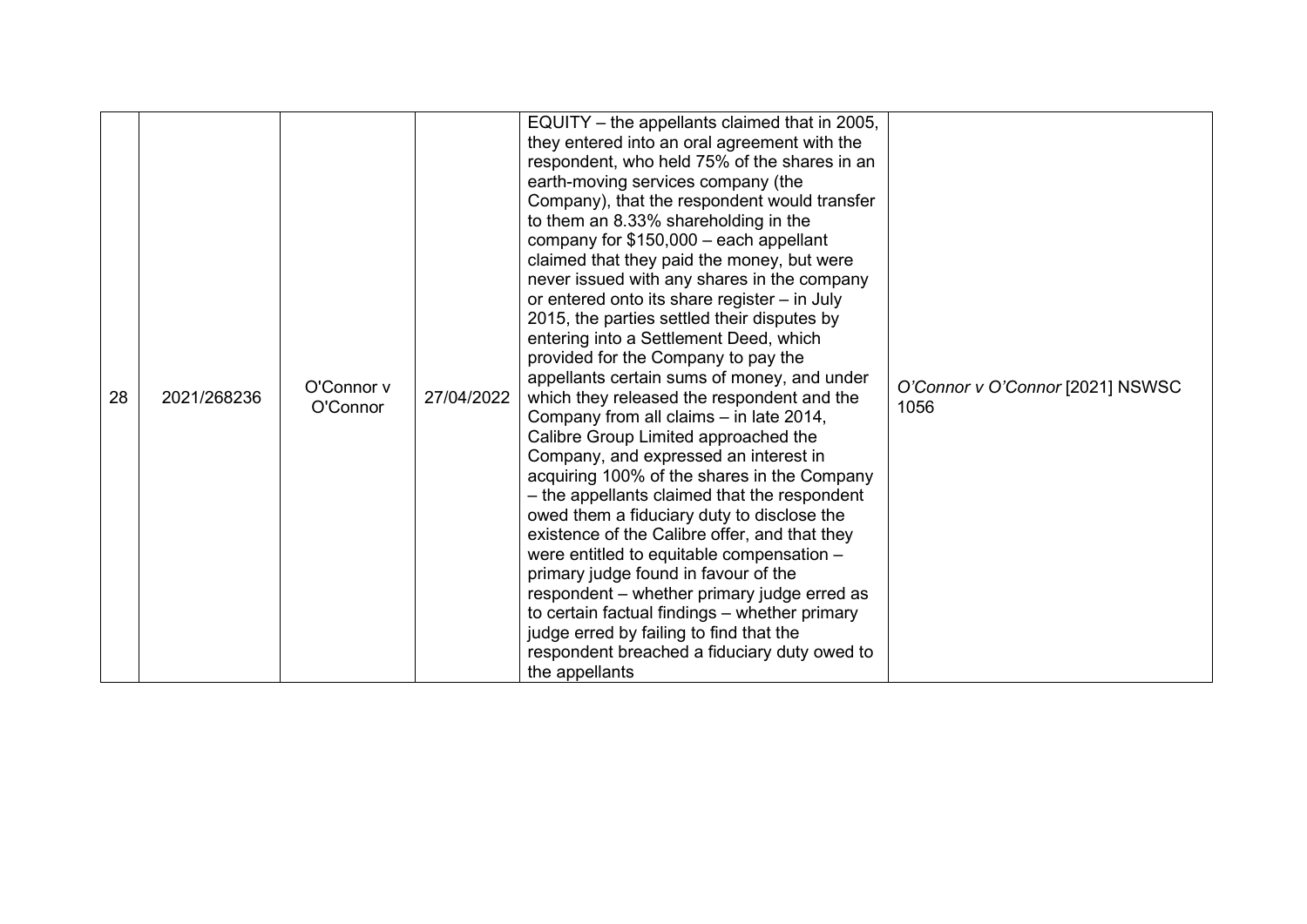| 28 | 2021/268236 | O'Connor v O'Connor | 27/04/2022 | EQUITY – the appellants claimed that in 2005, they entered into an oral agreement with the respondent, who held 75% of the shares in an earth-moving services company (the Company), that the respondent would transfer to them an 8.33% shareholding in the company for $150,000 – each appellant claimed that they paid the money, but were never issued with any shares in the company or entered onto its share register – in July 2015, the parties settled their disputes by entering into a Settlement Deed, which provided for the Company to pay the appellants certain sums of money, and under which they released the respondent and the Company from all claims – in late 2014, Calibre Group Limited approached the Company, and expressed an interest in acquiring 100% of the shares in the Company – the appellants claimed that the respondent owed them a fiduciary duty to disclose the existence of the Calibre offer, and that they were entitled to equitable compensation – primary judge found in favour of the respondent – whether primary judge erred as to certain factual findings – whether primary judge erred by failing to find that the respondent breached a fiduciary duty owed to the appellants | *O'Connor v O'Connor* [2021] NSWSC 1056 |
|---|---|---|---|---|---|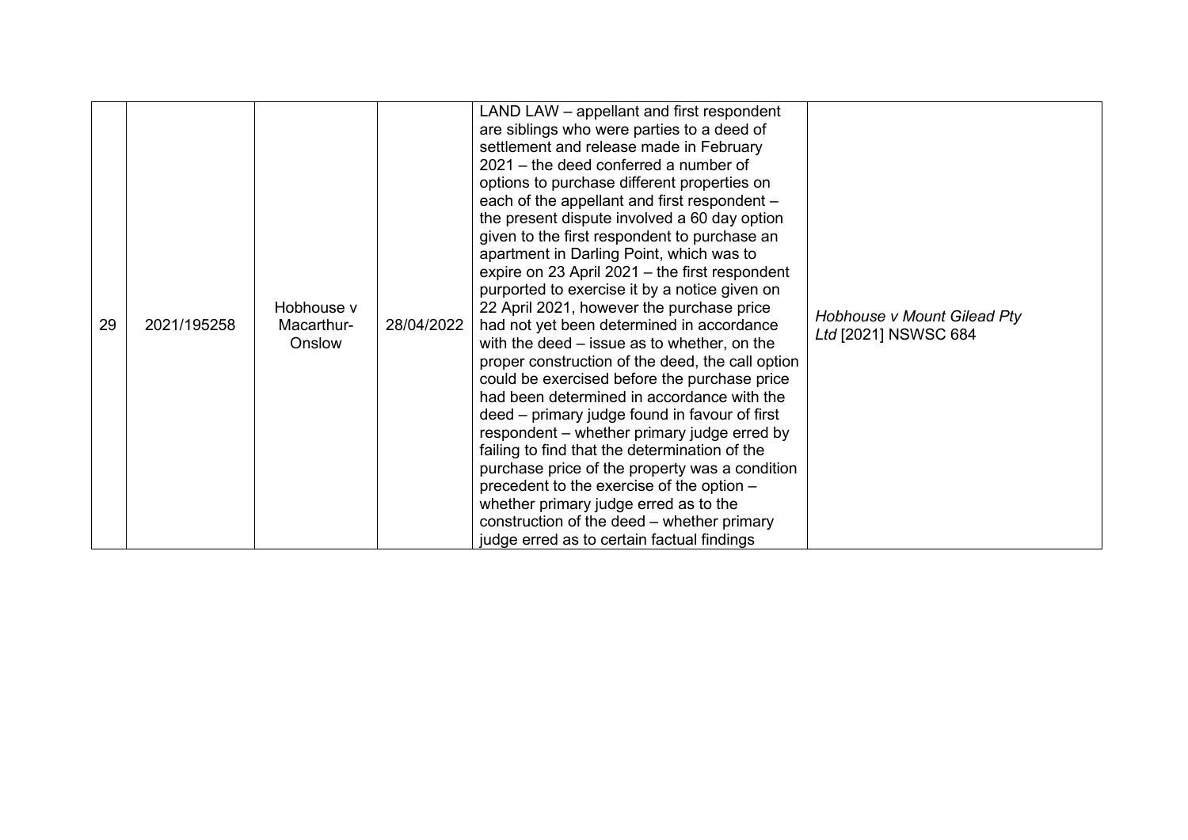| 29 | 2021/195258 | Hobhouse v Macarthur-Onslow | 28/04/2022 | LAND LAW – appellant and first respondent are siblings who were parties to a deed of settlement and release made in February 2021 – the deed conferred a number of options to purchase different properties on each of the appellant and first respondent – the present dispute involved a 60 day option given to the first respondent to purchase an apartment in Darling Point, which was to expire on 23 April 2021 – the first respondent purported to exercise it by a notice given on 22 April 2021, however the purchase price had not yet been determined in accordance with the deed – issue as to whether, on the proper construction of the deed, the call option could be exercised before the purchase price had been determined in accordance with the deed – primary judge found in favour of first respondent – whether primary judge erred by failing to find that the determination of the purchase price of the property was a condition precedent to the exercise of the option – whether primary judge erred as to the construction of the deed – whether primary judge erred as to certain factual findings | *Hobhouse v Mount Gilead Pty Ltd* [2021] NSWSC 684 |
|---|---|---|---|---|---|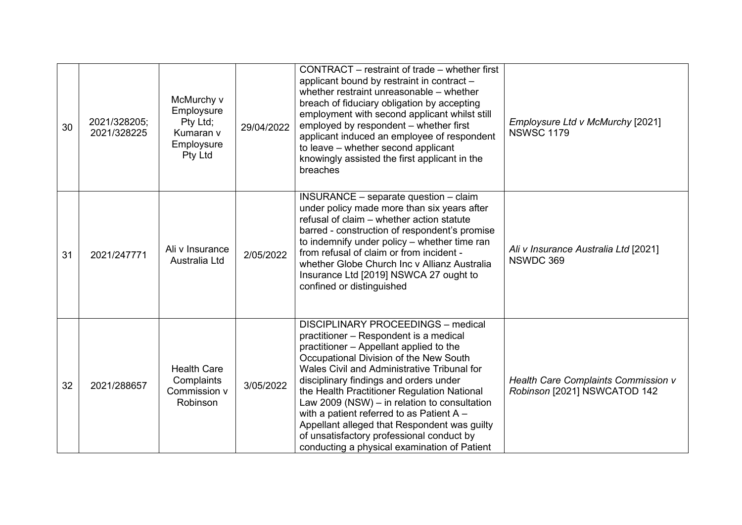| | | | | | |
|---|---|---|---|---|---|
| 30 | 2021/328205; 2021/328225 | McMurchy v Employsure Pty Ltd; Kumaran v Employsure Pty Ltd | 29/04/2022 | CONTRACT – restraint of trade – whether first applicant bound by restraint in contract – whether restraint unreasonable – whether breach of fiduciary obligation by accepting employment with second applicant whilst still employed by respondent – whether first applicant induced an employee of respondent to leave – whether second applicant knowingly assisted the first applicant in the breaches | *Employsure Ltd v McMurchy* [2021] NSWSC 1179 |
| 31 | 2021/247771 | Ali v Insurance Australia Ltd | 2/05/2022 | INSURANCE – separate question – claim under policy made more than six years after refusal of claim – whether action statute barred - construction of respondent's promise to indemnify under policy – whether time ran from refusal of claim or from incident - whether Globe Church Inc v Allianz Australia Insurance Ltd [2019] NSWCA 27 ought to confined or distinguished | *Ali v Insurance Australia Ltd* [2021] NSWDC 369 |
| 32 | 2021/288657 | Health Care Complaints Commission v Robinson | 3/05/2022 | DISCIPLINARY PROCEEDINGS – medical practitioner – Respondent is a medical practitioner – Appellant applied to the Occupational Division of the New South Wales Civil and Administrative Tribunal for disciplinary findings and orders under the Health Practitioner Regulation National Law 2009 (NSW) – in relation to consultation with a patient referred to as Patient A – Appellant alleged that Respondent was guilty of unsatisfactory professional conduct by conducting a physical examination of Patient | *Health Care Complaints Commission v Robinson* [2021] NSWCATOD 142 |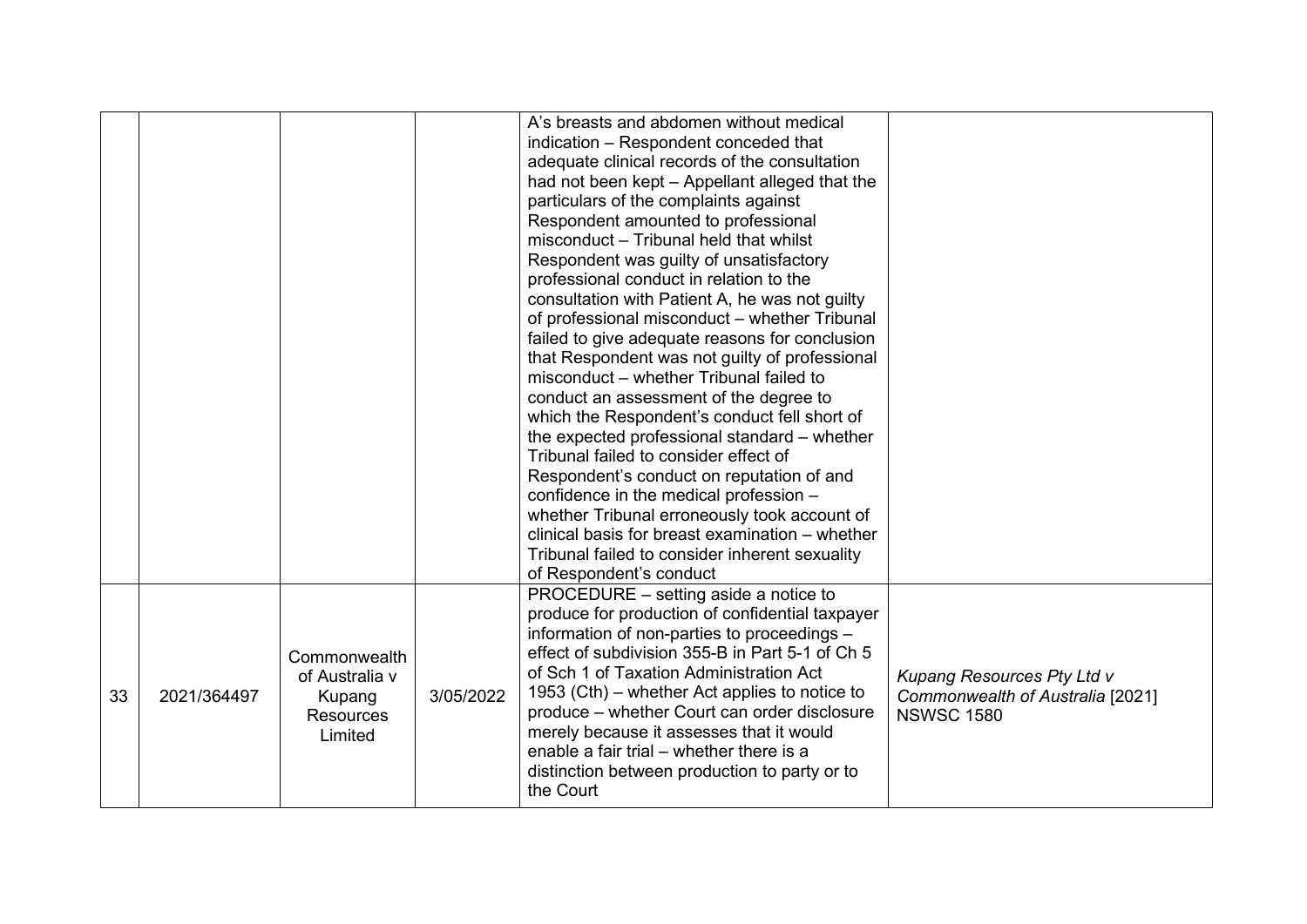| | | | | | |
|---|---|---|---|---|---|
| | | | | A's breasts and abdomen without medical indication – Respondent conceded that adequate clinical records of the consultation had not been kept – Appellant alleged that the particulars of the complaints against Respondent amounted to professional misconduct – Tribunal held that whilst Respondent was guilty of unsatisfactory professional conduct in relation to the consultation with Patient A, he was not guilty of professional misconduct – whether Tribunal failed to give adequate reasons for conclusion that Respondent was not guilty of professional misconduct – whether Tribunal failed to conduct an assessment of the degree to which the Respondent's conduct fell short of the expected professional standard – whether Tribunal failed to consider effect of Respondent's conduct on reputation of and confidence in the medical profession – whether Tribunal erroneously took account of clinical basis for breast examination – whether Tribunal failed to consider inherent sexuality of Respondent's conduct | |
| 33 | 2021/364497 | Commonwealth of Australia v Kupang Resources Limited | 3/05/2022 | PROCEDURE – setting aside a notice to produce for production of confidential taxpayer information of non-parties to proceedings – effect of subdivision 355-B in Part 5-1 of Ch 5 of Sch 1 of Taxation Administration Act 1953 (Cth) – whether Act applies to notice to produce – whether Court can order disclosure merely because it assesses that it would enable a fair trial – whether there is a distinction between production to party or to the Court | *Kupang Resources Pty Ltd v Commonwealth of Australia* [2021] NSWSC 1580 |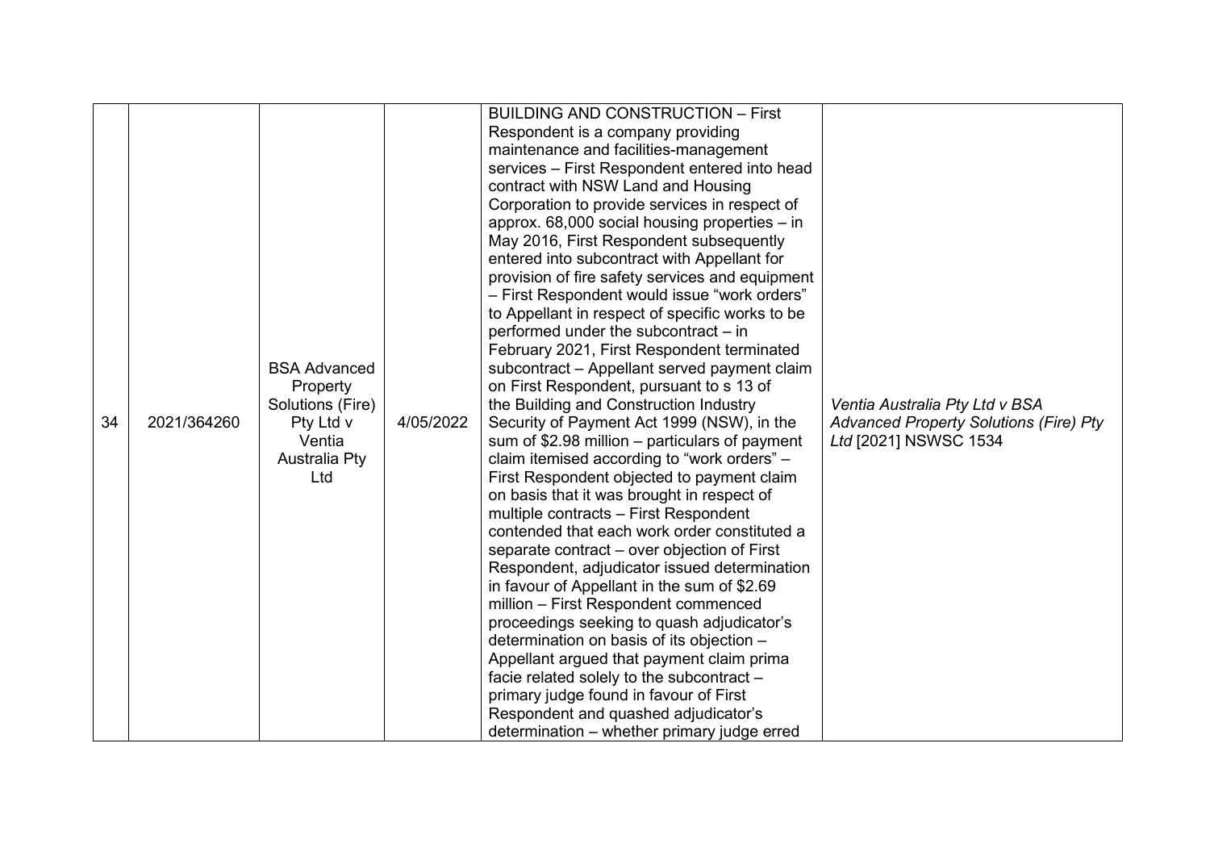| 34 | 2021/364260 | BSA Advanced Property Solutions (Fire) Pty Ltd v Ventia Australia Pty Ltd | 4/05/2022 | BUILDING AND CONSTRUCTION – First Respondent is a company providing maintenance and facilities-management services – First Respondent entered into head contract with NSW Land and Housing Corporation to provide services in respect of approx. 68,000 social housing properties – in May 2016, First Respondent subsequently entered into subcontract with Appellant for provision of fire safety services and equipment – First Respondent would issue "work orders" to Appellant in respect of specific works to be performed under the subcontract – in February 2021, First Respondent terminated subcontract – Appellant served payment claim on First Respondent, pursuant to s 13 of the Building and Construction Industry Security of Payment Act 1999 (NSW), in the sum of \$2.98 million – particulars of payment claim itemised according to "work orders" – First Respondent objected to payment claim on basis that it was brought in respect of multiple contracts – First Respondent contended that each work order constituted a separate contract – over objection of First Respondent, adjudicator issued determination in favour of Appellant in the sum of \$2.69 million – First Respondent commenced proceedings seeking to quash adjudicator's determination on basis of its objection – Appellant argued that payment claim prima facie related solely to the subcontract – primary judge found in favour of First Respondent and quashed adjudicator's determination – whether primary judge erred | *Ventia Australia Pty Ltd v BSA Advanced Property Solutions (Fire) Pty Ltd* [2021] NSWSC 1534 |
|---|---|---|---|---|---|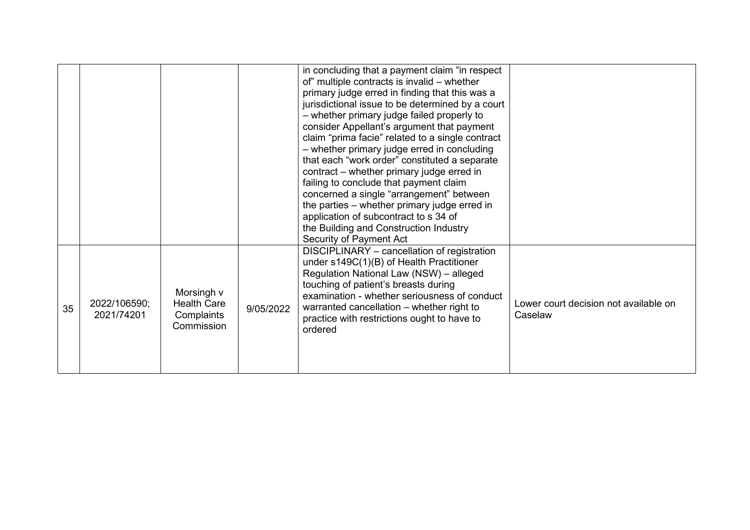| | | | | | |
|---|---|---|---|---|---|
| | | | | in concluding that a payment claim "in respect of" multiple contracts is invalid – whether primary judge erred in finding that this was a jurisdictional issue to be determined by a court – whether primary judge failed properly to consider Appellant's argument that payment claim "prima facie" related to a single contract – whether primary judge erred in concluding that each "work order" constituted a separate contract – whether primary judge erred in failing to conclude that payment claim concerned a single "arrangement" between the parties – whether primary judge erred in application of subcontract to s 34 of the Building and Construction Industry Security of Payment Act | |
| 35 | 2022/106590; 2021/74201 | Morsingh v Health Care Complaints Commission | 9/05/2022 | DISCIPLINARY – cancellation of registration under s149C(1)(B) of Health Practitioner Regulation National Law (NSW) – alleged touching of patient's breasts during examination - whether seriousness of conduct warranted cancellation – whether right to practice with restrictions ought to have to ordered | Lower court decision not available on Caselaw |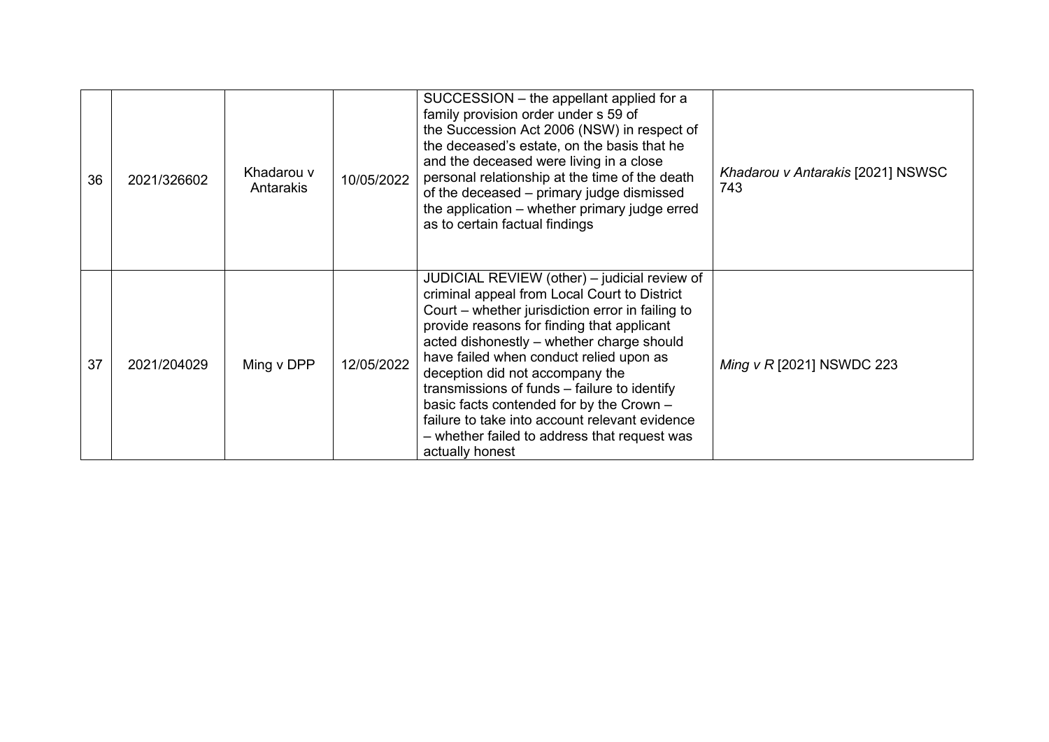| | | | | | |
|---|---|---|---|---|---|
| 36 | 2021/326602 | Khadarou v Antarakis | 10/05/2022 | SUCCESSION – the appellant applied for a family provision order under s 59 of the Succession Act 2006 (NSW) in respect of the deceased's estate, on the basis that he and the deceased were living in a close personal relationship at the time of the death of the deceased – primary judge dismissed the application – whether primary judge erred as to certain factual findings | *Khadarou v Antarakis* [2021] NSWSC 743 |
| 37 | 2021/204029 | Ming v DPP | 12/05/2022 | JUDICIAL REVIEW (other) – judicial review of criminal appeal from Local Court to District Court – whether jurisdiction error in failing to provide reasons for finding that applicant acted dishonestly – whether charge should have failed when conduct relied upon as deception did not accompany the transmissions of funds – failure to identify basic facts contended for by the Crown – failure to take into account relevant evidence – whether failed to address that request was actually honest | *Ming v R* [2021] NSWDC 223 |